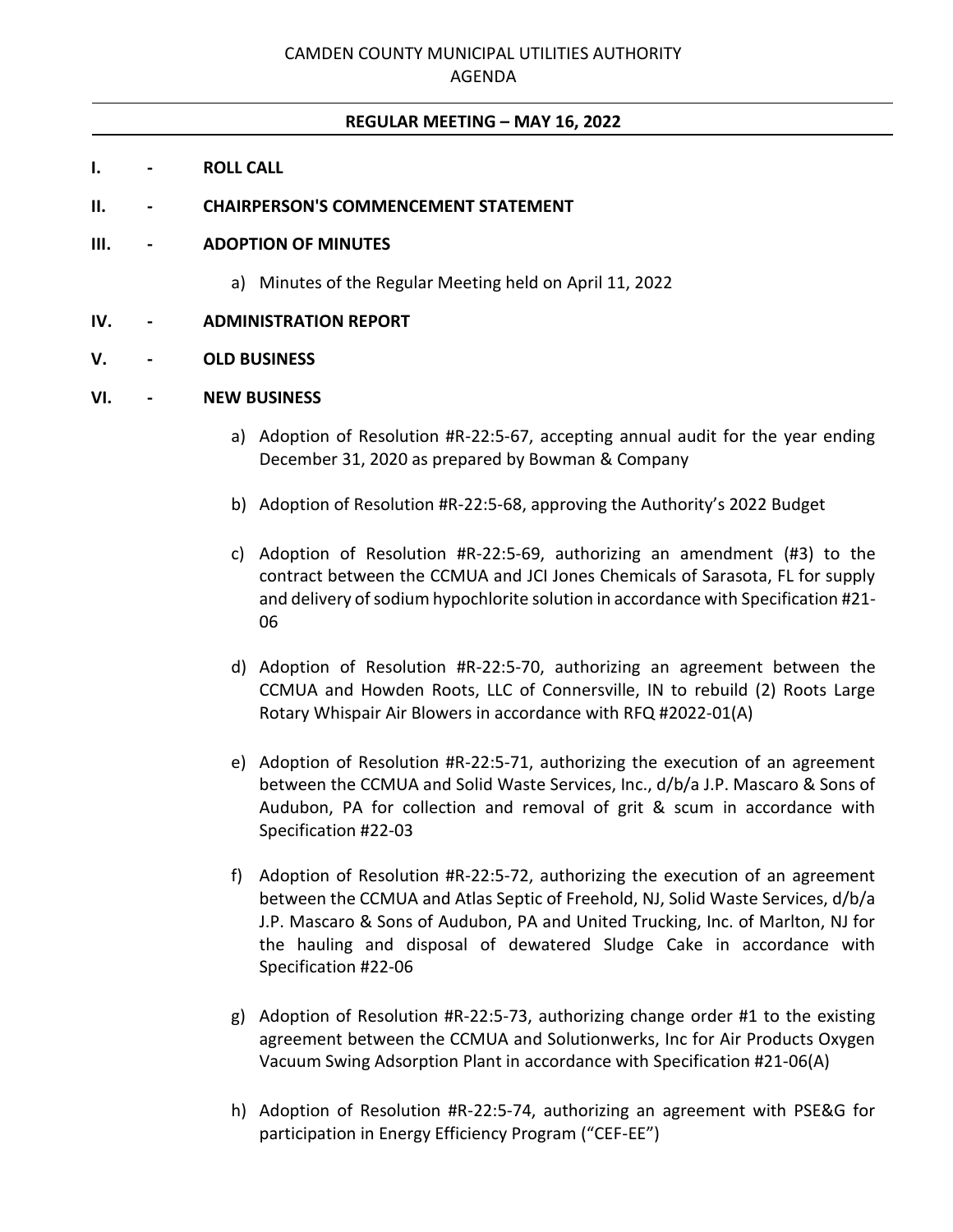CAMDEN COUNTY MUNICIPAL UTILITIES AUTHORITY

AGENDA

**REGULAR MEETING – MAY 16, 2022**

**I. - ROLL CALL**

**II. - CHAIRPERSON'S COMMENCEMENT STATEMENT**

**III. - ADOPTION OF MINUTES**

a) Minutes of the Regular Meeting held on April 11, 2022

**IV. - ADMINISTRATION REPORT**

**V. - OLD BUSINESS**

**VI. - NEW BUSINESS**

a) Adoption of Resolution #R-22:5-67, accepting annual audit for the year ending December 31, 2020 as prepared by Bowman & Company

b) Adoption of Resolution #R-22:5-68, approving the Authority's 2022 Budget

c) Adoption of Resolution #R-22:5-69, authorizing an amendment (#3) to the contract between the CCMUA and JCI Jones Chemicals of Sarasota, FL for supply and delivery of sodium hypochlorite solution in accordance with Specification #21-06

d) Adoption of Resolution #R-22:5-70, authorizing an agreement between the CCMUA and Howden Roots, LLC of Connersville, IN to rebuild (2) Roots Large Rotary Whispair Air Blowers in accordance with RFQ #2022-01(A)

e) Adoption of Resolution #R-22:5-71, authorizing the execution of an agreement between the CCMUA and Solid Waste Services, Inc., d/b/a J.P. Mascaro & Sons of Audubon, PA for collection and removal of grit & scum in accordance with Specification #22-03

f) Adoption of Resolution #R-22:5-72, authorizing the execution of an agreement between the CCMUA and Atlas Septic of Freehold, NJ, Solid Waste Services, d/b/a J.P. Mascaro & Sons of Audubon, PA and United Trucking, Inc. of Marlton, NJ for the hauling and disposal of dewatered Sludge Cake in accordance with Specification #22-06

g) Adoption of Resolution #R-22:5-73, authorizing change order #1 to the existing agreement between the CCMUA and Solutionwerks, Inc for Air Products Oxygen Vacuum Swing Adsorption Plant in accordance with Specification #21-06(A)

h) Adoption of Resolution #R-22:5-74, authorizing an agreement with PSE&G for participation in Energy Efficiency Program ("CEF-EE")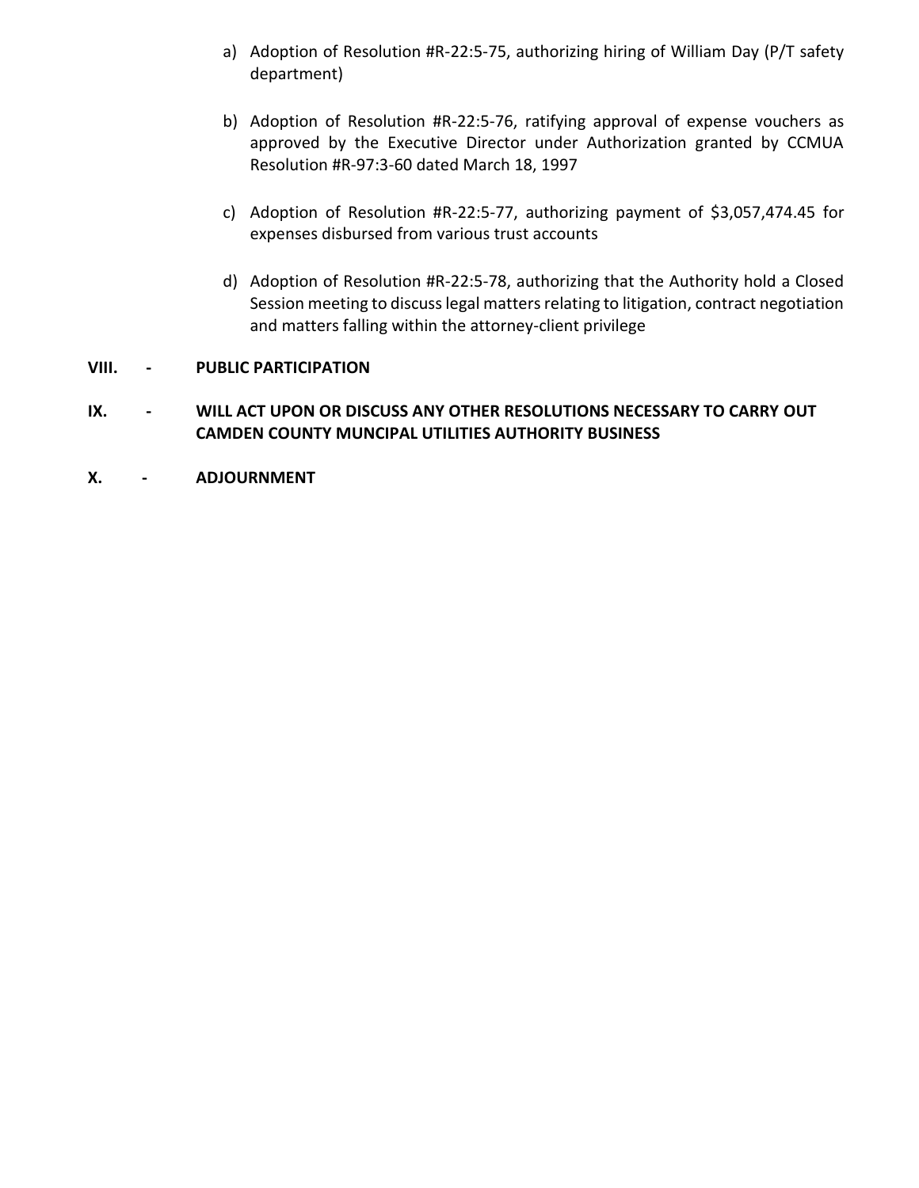a) Adoption of Resolution #R-22:5-75, authorizing hiring of William Day (P/T safety department)

b) Adoption of Resolution #R-22:5-76, ratifying approval of expense vouchers as approved by the Executive Director under Authorization granted by CCMUA Resolution #R-97:3-60 dated March 18, 1997

c) Adoption of Resolution #R-22:5-77, authorizing payment of $3,057,474.45 for expenses disbursed from various trust accounts

d) Adoption of Resolution #R-22:5-78, authorizing that the Authority hold a Closed Session meeting to discuss legal matters relating to litigation, contract negotiation and matters falling within the attorney-client privilege

**VIII. - PUBLIC PARTICIPATION**

**IX. - WILL ACT UPON OR DISCUSS ANY OTHER RESOLUTIONS NECESSARY TO CARRY OUT CAMDEN COUNTY MUNCIPAL UTILITIES AUTHORITY BUSINESS**

**X. - ADJOURNMENT**